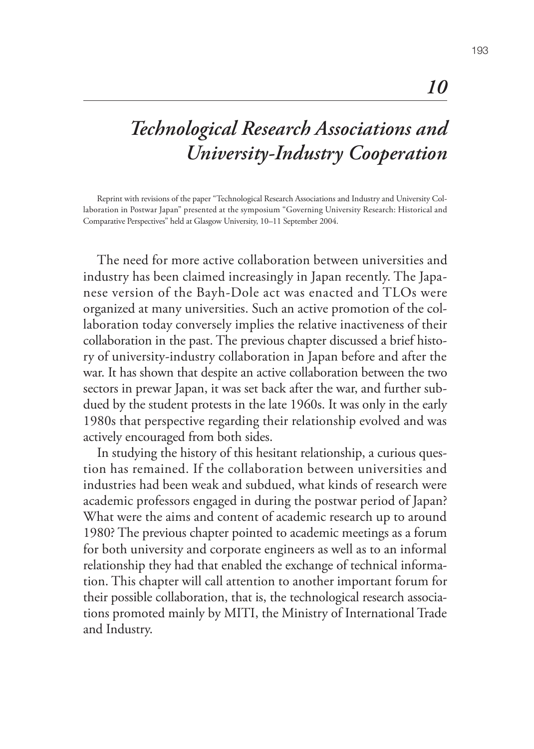# 10

# *Technological Research Associations and University-Industry Cooperation*

Reprint with revisions of the paper "Technological Research Associations and Industry and University Collaboration in Postwar Japan" presented at the symposium "Governing University Research: Historical and Comparative Perspectives" held at Glasgow University, 10–11 September 2004.

The need for more active collaboration between universities and industry has been claimed increasingly in Japan recently. The Japanese version of the Bayh-Dole act was enacted and TLOs were organized at many universities. Such an active promotion of the collaboration today conversely implies the relative inactiveness of their collaboration in the past. The previous chapter discussed a brief history of university-industry collaboration in Japan before and after the war. It has shown that despite an active collaboration between the two sectors in prewar Japan, it was set back after the war, and further subdued by the student protests in the late 1960s. It was only in the early 1980s that perspective regarding their relationship evolved and was actively encouraged from both sides.

In studying the history of this hesitant relationship, a curious question has remained. If the collaboration between universities and industries had been weak and subdued, what kinds of research were academic professors engaged in during the postwar period of Japan? What were the aims and content of academic research up to around 1980? The previous chapter pointed to academic meetings as a forum for both university and corporate engineers as well as to an informal relationship they had that enabled the exchange of technical information. This chapter will call attention to another important forum for their possible collaboration, that is, the technological research associations promoted mainly by MITI, the Ministry of International Trade and Industry.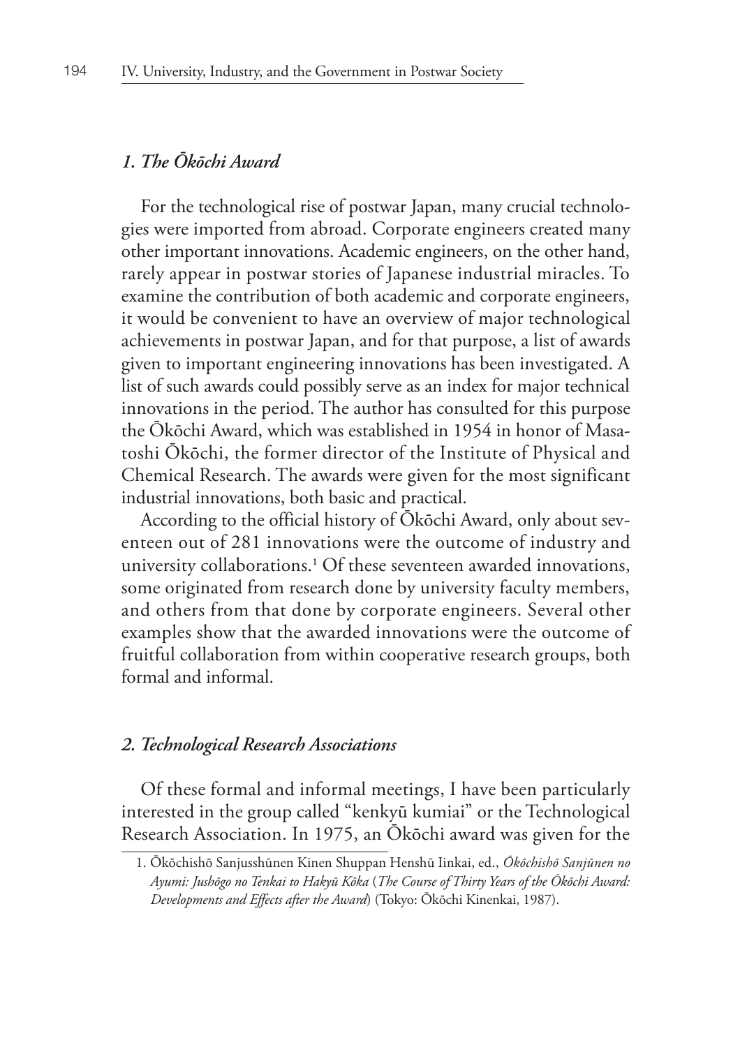### *1. The Ōkōchi Award*

For the technological rise of postwar Japan, many crucial technologies were imported from abroad. Corporate engineers created many other important innovations. Academic engineers, on the other hand, rarely appear in postwar stories of Japanese industrial miracles. To examine the contribution of both academic and corporate engineers, it would be convenient to have an overview of major technological achievements in postwar Japan, and for that purpose, a list of awards given to important engineering innovations has been investigated. A list of such awards could possibly serve as an index for major technical innovations in the period. The author has consulted for this purpose the Ōkōchi Award, which was established in 1954 in honor of Masatoshi Ōkōchi, the former director of the Institute of Physical and Chemical Research. The awards were given for the most significant industrial innovations, both basic and practical.

According to the official history of Ōkōchi Award, only about seventeen out of 281 innovations were the outcome of industry and university collaborations.[1] Of these seventeen awarded innovations, some originated from research done by university faculty members, and others from that done by corporate engineers. Several other examples show that the awarded innovations were the outcome of fruitful collaboration from within cooperative research groups, both formal and informal.

### *2. Technological Research Associations*

Of these formal and informal meetings, I have been particularly interested in the group called "kenkyū kumiai" or the Technological Research Association. In 1975, an Ōkōchi award was given for the

1. Ōkōchishō Sanjusshūnen Kinen Shuppan Henshū Iinkai, ed., *Ōkōchishō Sanjūnen no Ayumi: Jushōgo no Tenkai to Hakyū Kōka* (*The Course of Thirty Years of the Ōkōchi Award: Developments and Effects after the Award*) (Tokyo: Ōkōchi Kinenkai, 1987).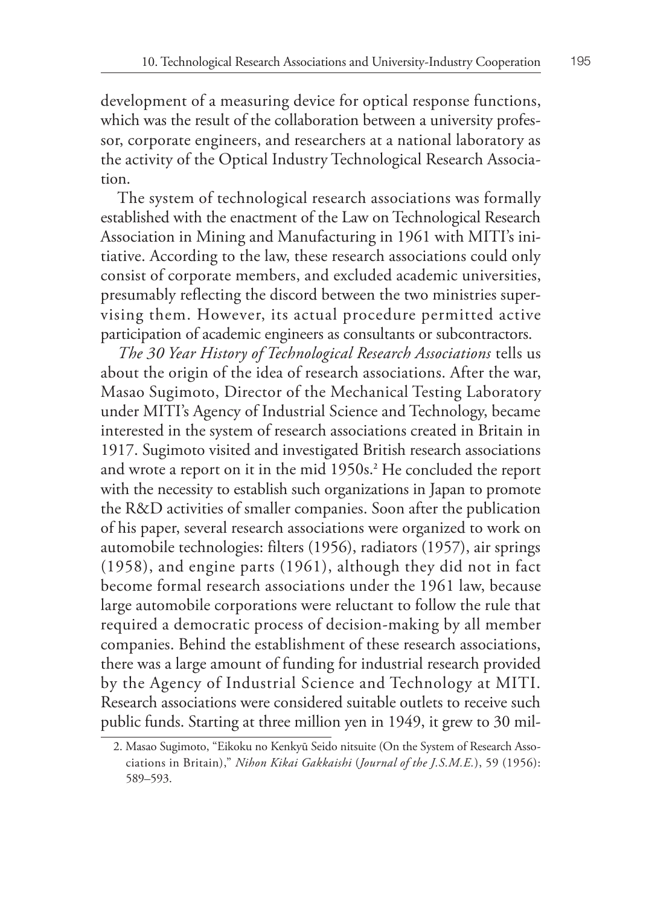development of a measuring device for optical response functions, which was the result of the collaboration between a university professor, corporate engineers, and researchers at a national laboratory as the activity of the Optical Industry Technological Research Association.

The system of technological research associations was formally established with the enactment of the Law on Technological Research Association in Mining and Manufacturing in 1961 with MITI's initiative. According to the law, these research associations could only consist of corporate members, and excluded academic universities, presumably reflecting the discord between the two ministries supervising them. However, its actual procedure permitted active participation of academic engineers as consultants or subcontractors.

*The 30 Year History of Technological Research Associations* tells us about the origin of the idea of research associations. After the war, Masao Sugimoto, Director of the Mechanical Testing Laboratory under MITI's Agency of Industrial Science and Technology, became interested in the system of research associations created in Britain in 1917. Sugimoto visited and investigated British research associations and wrote a report on it in the mid 1950s.[2] He concluded the report with the necessity to establish such organizations in Japan to promote the R&D activities of smaller companies. Soon after the publication of his paper, several research associations were organized to work on automobile technologies: filters (1956), radiators (1957), air springs (1958), and engine parts (1961), although they did not in fact become formal research associations under the 1961 law, because large automobile corporations were reluctant to follow the rule that required a democratic process of decision-making by all member companies. Behind the establishment of these research associations, there was a large amount of funding for industrial research provided by the Agency of Industrial Science and Technology at MITI. Research associations were considered suitable outlets to receive such public funds. Starting at three million yen in 1949, it grew to 30 mil-

2. Masao Sugimoto, "Eikoku no Kenkyū Seido nitsuite (On the System of Research Associations in Britain)," *Nihon Kikai Gakkaishi* (*Journal of the J.S.M.E.*), 59 (1956): 589–593.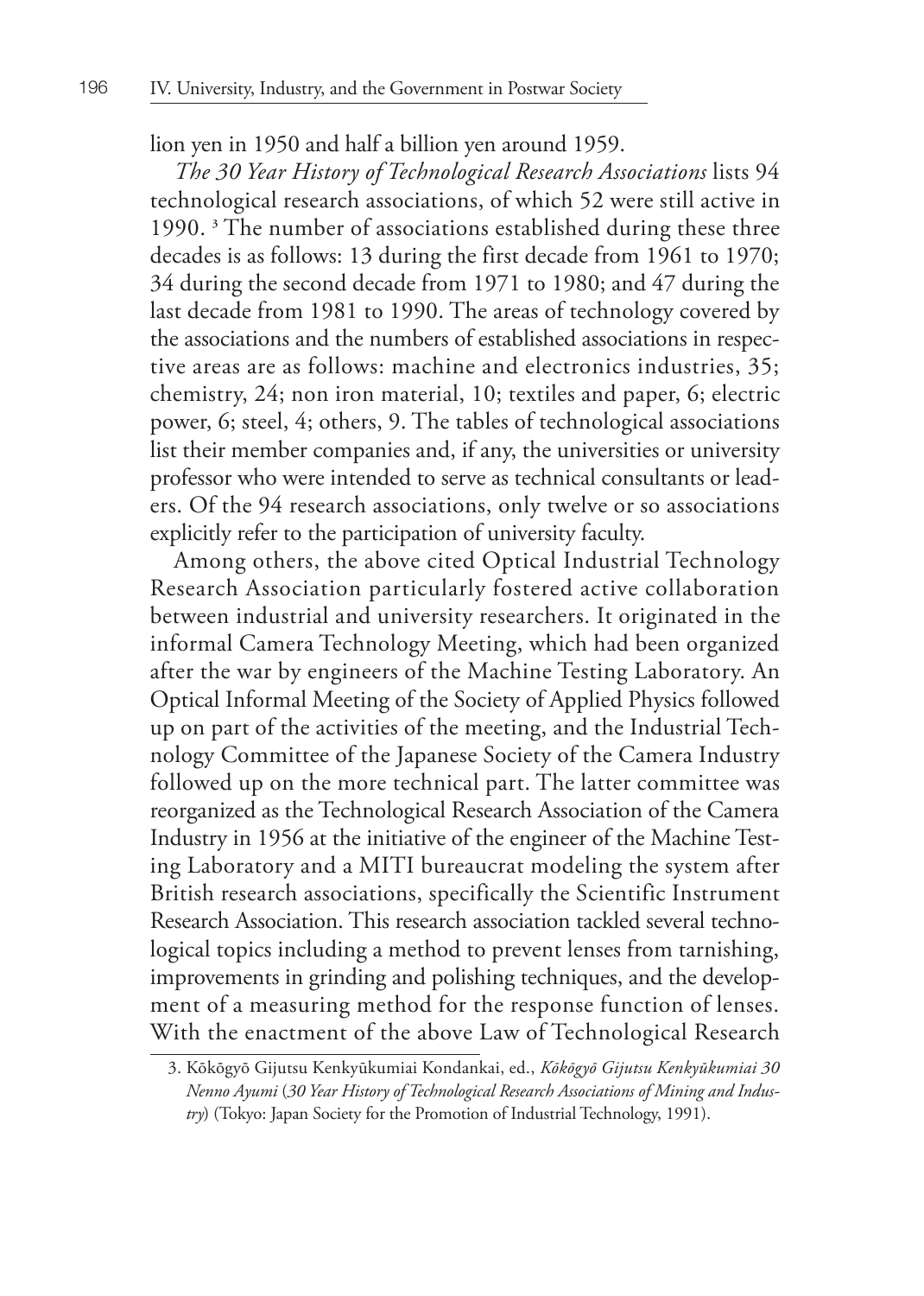lion yen in 1950 and half a billion yen around 1959.

*The 30 Year History of Technological Research Associations* lists 94 technological research associations, of which 52 were still active in 1990. [3] The number of associations established during these three decades is as follows: 13 during the first decade from 1961 to 1970; 34 during the second decade from 1971 to 1980; and 47 during the last decade from 1981 to 1990. The areas of technology covered by the associations and the numbers of established associations in respective areas are as follows: machine and electronics industries, 35; chemistry, 24; non iron material, 10; textiles and paper, 6; electric power, 6; steel, 4; others, 9. The tables of technological associations list their member companies and, if any, the universities or university professor who were intended to serve as technical consultants or leaders. Of the 94 research associations, only twelve or so associations explicitly refer to the participation of university faculty.

Among others, the above cited Optical Industrial Technology Research Association particularly fostered active collaboration between industrial and university researchers. It originated in the informal Camera Technology Meeting, which had been organized after the war by engineers of the Machine Testing Laboratory. An Optical Informal Meeting of the Society of Applied Physics followed up on part of the activities of the meeting, and the Industrial Technology Committee of the Japanese Society of the Camera Industry followed up on the more technical part. The latter committee was reorganized as the Technological Research Association of the Camera Industry in 1956 at the initiative of the engineer of the Machine Testing Laboratory and a MITI bureaucrat modeling the system after British research associations, specifically the Scientific Instrument Research Association. This research association tackled several technological topics including a method to prevent lenses from tarnishing, improvements in grinding and polishing techniques, and the development of a measuring method for the response function of lenses. With the enactment of the above Law of Technological Research

3. Kōkōgyō Gijutsu Kenkyūkumiai Kondankai, ed., *Kōkōgyō Gijutsu Kenkyūkumiai 30 Nenno Ayumi* (*30 Year History of Technological Research Associations of Mining and Industry*) (Tokyo: Japan Society for the Promotion of Industrial Technology, 1991).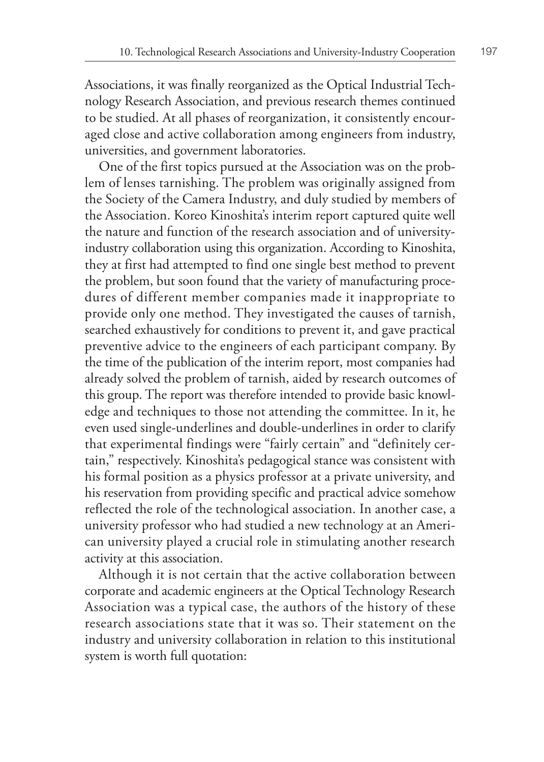Associations, it was finally reorganized as the Optical Industrial Technology Research Association, and previous research themes continued to be studied. At all phases of reorganization, it consistently encouraged close and active collaboration among engineers from industry, universities, and government laboratories.

One of the first topics pursued at the Association was on the problem of lenses tarnishing. The problem was originally assigned from the Society of the Camera Industry, and duly studied by members of the Association. Koreo Kinoshita's interim report captured quite well the nature and function of the research association and of university-industry collaboration using this organization. According to Kinoshita, they at first had attempted to find one single best method to prevent the problem, but soon found that the variety of manufacturing procedures of different member companies made it inappropriate to provide only one method. They investigated the causes of tarnish, searched exhaustively for conditions to prevent it, and gave practical preventive advice to the engineers of each participant company. By the time of the publication of the interim report, most companies had already solved the problem of tarnish, aided by research outcomes of this group. The report was therefore intended to provide basic knowledge and techniques to those not attending the committee. In it, he even used single-underlines and double-underlines in order to clarify that experimental findings were "fairly certain" and "definitely certain," respectively. Kinoshita's pedagogical stance was consistent with his formal position as a physics professor at a private university, and his reservation from providing specific and practical advice somehow reflected the role of the technological association. In another case, a university professor who had studied a new technology at an American university played a crucial role in stimulating another research activity at this association.

Although it is not certain that the active collaboration between corporate and academic engineers at the Optical Technology Research Association was a typical case, the authors of the history of these research associations state that it was so. Their statement on the industry and university collaboration in relation to this institutional system is worth full quotation: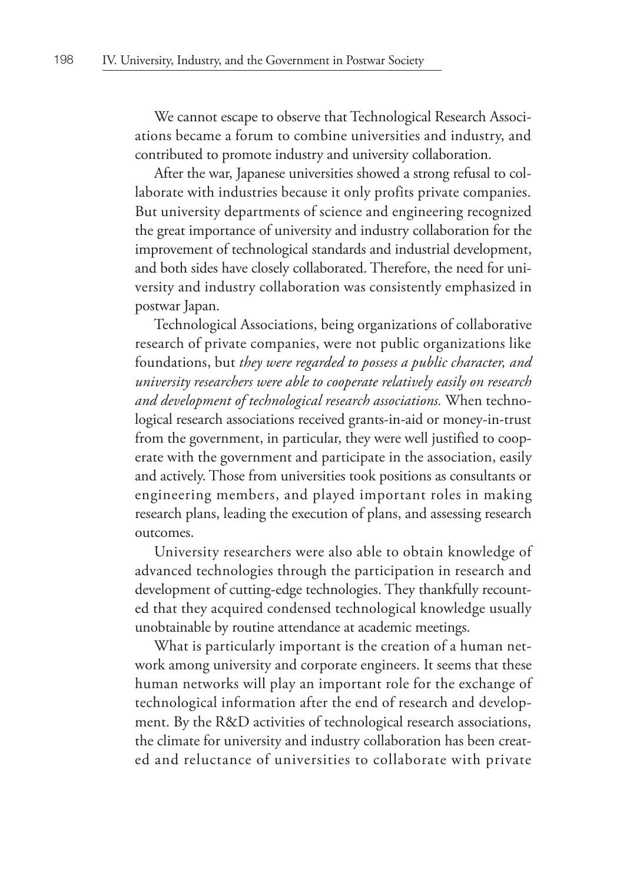We cannot escape to observe that Technological Research Associations became a forum to combine universities and industry, and contributed to promote industry and university collaboration.

After the war, Japanese universities showed a strong refusal to collaborate with industries because it only profits private companies. But university departments of science and engineering recognized the great importance of university and industry collaboration for the improvement of technological standards and industrial development, and both sides have closely collaborated. Therefore, the need for university and industry collaboration was consistently emphasized in postwar Japan.

Technological Associations, being organizations of collaborative research of private companies, were not public organizations like foundations, but *they were regarded to possess a public character, and university researchers were able to cooperate relatively easily on research and development of technological research associations.* When technological research associations received grants-in-aid or money-in-trust from the government, in particular, they were well justified to cooperate with the government and participate in the association, easily and actively. Those from universities took positions as consultants or engineering members, and played important roles in making research plans, leading the execution of plans, and assessing research outcomes.

University researchers were also able to obtain knowledge of advanced technologies through the participation in research and development of cutting-edge technologies. They thankfully recounted that they acquired condensed technological knowledge usually unobtainable by routine attendance at academic meetings.

What is particularly important is the creation of a human network among university and corporate engineers. It seems that these human networks will play an important role for the exchange of technological information after the end of research and development. By the R&D activities of technological research associations, the climate for university and industry collaboration has been created and reluctance of universities to collaborate with private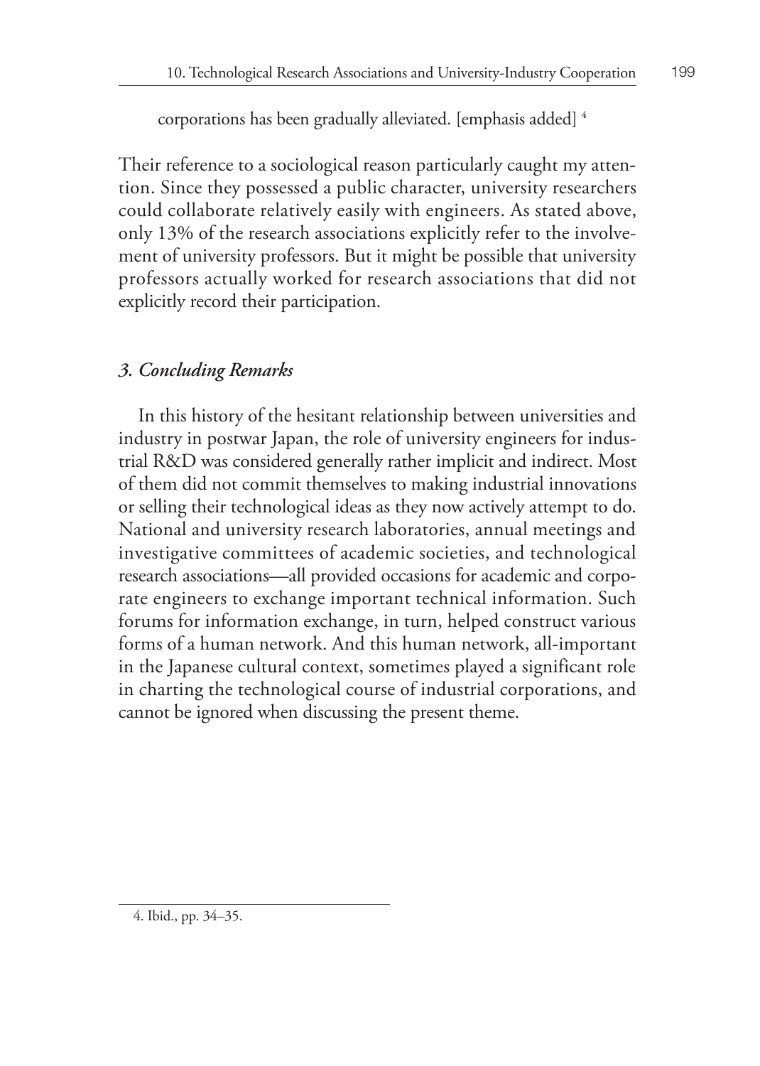corporations has been gradually alleviated. [emphasis added] [4]

Their reference to a sociological reason particularly caught my attention. Since they possessed a public character, university researchers could collaborate relatively easily with engineers. As stated above, only 13% of the research associations explicitly refer to the involvement of university professors. But it might be possible that university professors actually worked for research associations that did not explicitly record their participation.

### *3. Concluding Remarks*

In this history of the hesitant relationship between universities and industry in postwar Japan, the role of university engineers for industrial R&D was considered generally rather implicit and indirect. Most of them did not commit themselves to making industrial innovations or selling their technological ideas as they now actively attempt to do. National and university research laboratories, annual meetings and investigative committees of academic societies, and technological research associations—all provided occasions for academic and corporate engineers to exchange important technical information. Such forums for information exchange, in turn, helped construct various forms of a human network. And this human network, all-important in the Japanese cultural context, sometimes played a significant role in charting the technological course of industrial corporations, and cannot be ignored when discussing the present theme.

---

4. Ibid., pp. 34–35.